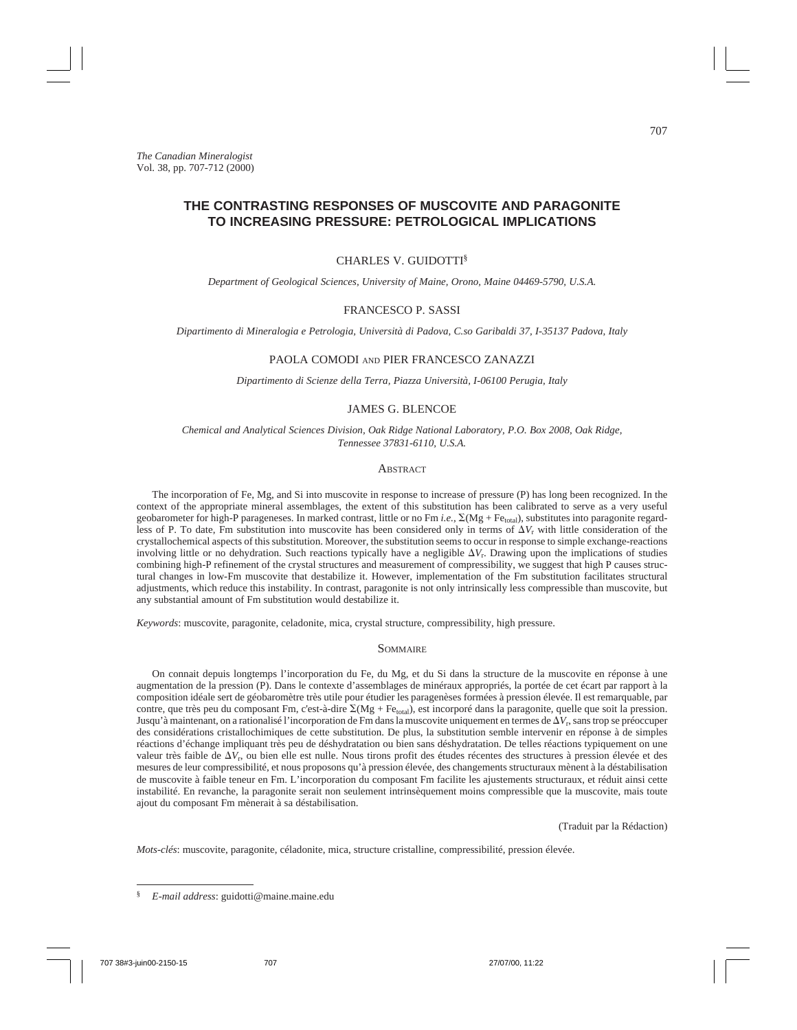*The Canadian Mineralogist*
Vol. 38, pp. 707-712 (2000)

# THE CONTRASTING RESPONSES OF MUSCOVITE AND PARAGONITE TO INCREASING PRESSURE: PETROLOGICAL IMPLICATIONS

CHARLES V. GUIDOTTI[§]

*Department of Geological Sciences, University of Maine, Orono, Maine 04469-5790, U.S.A.*

FRANCESCO P. SASSI

*Dipartimento di Mineralogia e Petrologia, Università di Padova, C.so Garibaldi 37, I-35137 Padova, Italy*

PAOLA COMODI AND PIER FRANCESCO ZANAZZI

*Dipartimento di Scienze della Terra, Piazza Università, I-06100 Perugia, Italy*

JAMES G. BLENCOE

*Chemical and Analytical Sciences Division, Oak Ridge National Laboratory, P.O. Box 2008, Oak Ridge, Tennessee 37831-6110, U.S.A.*

## Abstract

The incorporation of Fe, Mg, and Si into muscovite in response to increase of pressure (P) has long been recognized. In the context of the appropriate mineral assemblages, the extent of this substitution has been calibrated to serve as a very useful geobarometer for high-P parageneses. In marked contrast, little or no Fm *i.e.*, $\Sigma(Mg + Fe_{total})$, substitutes into paragonite regardless of P. To date, Fm substitution into muscovite has been considered only in terms of $\Delta V_r$ with little consideration of the crystallochemical aspects of this substitution. Moreover, the substitution seems to occur in response to simple exchange-reactions involving little or no dehydration. Such reactions typically have a negligible $\Delta V_r$. Drawing upon the implications of studies combining high-P refinement of the crystal structures and measurement of compressibility, we suggest that high P causes structural changes in low-Fm muscovite that destabilize it. However, implementation of the Fm substitution facilitates structural adjustments, which reduce this instability. In contrast, paragonite is not only intrinsically less compressible than muscovite, but any substantial amount of Fm substitution would destabilize it.

*Keywords*: muscovite, paragonite, celadonite, mica, crystal structure, compressibility, high pressure.

## Sommaire

On connait depuis longtemps l'incorporation du Fe, du Mg, et du Si dans la structure de la muscovite en réponse à une augmentation de la pression (P). Dans le contexte d'assemblages de minéraux appropriés, la portée de cet écart par rapport à la composition idéale sert de géobaromètre très utile pour étudier les paragenèses formées à pression élevée. Il est remarquable, par contre, que très peu du composant Fm, c'est-à-dire $\Sigma(Mg + Fe_{total})$, est incorporé dans la paragonite, quelle que soit la pression. Jusqu'à maintenant, on a rationalisé l'incorporation de Fm dans la muscovite uniquement en termes de $\Delta V_r$, sans trop se préoccuper des considérations cristallochimiques de cette substitution. De plus, la substitution semble intervenir en réponse à de simples réactions d'échange impliquant très peu de déshydratation ou bien sans déshydratation. De telles réactions typiquement on une valeur très faible de $\Delta V_r$, ou bien elle est nulle. Nous tirons profit des études récentes des structures à pression élevée et des mesures de leur compressibilité, et nous proposons qu'à pression élevée, des changements structuraux mènent à la déstabilisation de muscovite à faible teneur en Fm. L'incorporation du composant Fm facilite les ajustements structuraux, et réduit ainsi cette instabilité. En revanche, la paragonite serait non seulement intrinsèquement moins compressible que la muscovite, mais toute ajout du composant Fm mènerait à sa déstabilisation.

(Traduit par la Rédaction)

*Mots-clés*: muscovite, paragonite, céladonite, mica, structure cristalline, compressibilité, pression élevée.

---

[§] *E-mail address*: guidotti@maine.maine.edu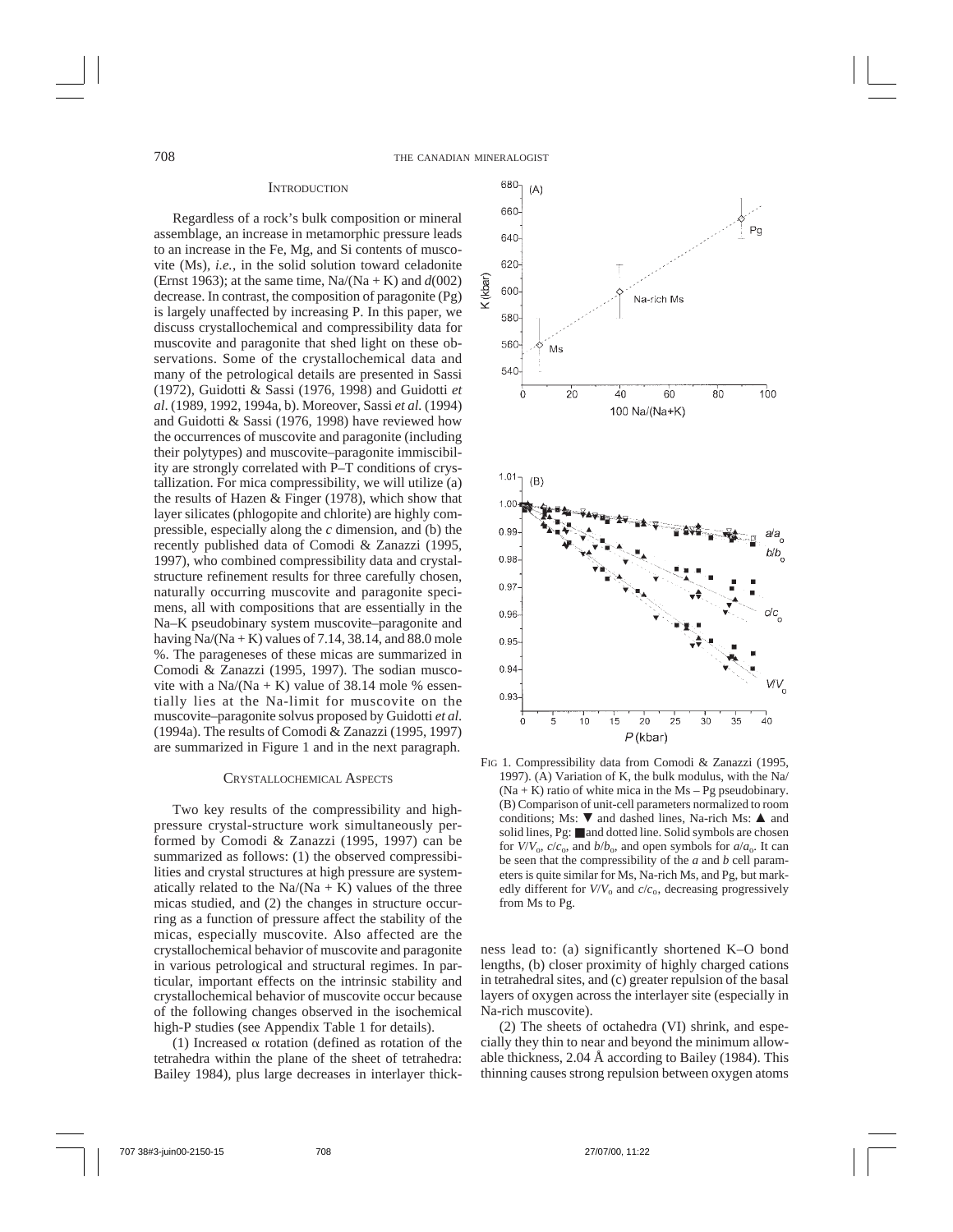## Introduction

Regardless of a rock's bulk composition or mineral assemblage, an increase in metamorphic pressure leads to an increase in the Fe, Mg, and Si contents of muscovite (Ms), *i.e.*, in the solid solution toward celadonite (Ernst 1963); at the same time, Na/(Na + K) and $d(002)$ decrease. In contrast, the composition of paragonite (Pg) is largely unaffected by increasing P. In this paper, we discuss crystallochemical and compressibility data for muscovite and paragonite that shed light on these observations. Some of the crystallochemical data and many of the petrological details are presented in Sassi (1972), Guidotti & Sassi (1976, 1998) and Guidotti *et al.* (1989, 1992, 1994a, b). Moreover, Sassi *et al.* (1994) and Guidotti & Sassi (1976, 1998) have reviewed how the occurrences of muscovite and paragonite (including their polytypes) and muscovite–paragonite immiscibility are strongly correlated with P–T conditions of crystallization. For mica compressibility, we will utilize (a) the results of Hazen & Finger (1978), which show that layer silicates (phlogopite and chlorite) are highly compressible, especially along the *c* dimension, and (b) the recently published data of Comodi & Zanazzi (1995, 1997), who combined compressibility data and crystal-structure refinement results for three carefully chosen, naturally occurring muscovite and paragonite specimens, all with compositions that are essentially in the Na–K pseudobinary system muscovite–paragonite and having Na/(Na + K) values of 7.14, 38.14, and 88.0 mole %. The parageneses of these micas are summarized in Comodi & Zanazzi (1995, 1997). The sodian muscovite with a Na/(Na + K) value of 38.14 mole % essentially lies at the Na-limit for muscovite on the muscovite–paragonite solvus proposed by Guidotti *et al.* (1994a). The results of Comodi & Zanazzi (1995, 1997) are summarized in Figure 1 and in the next paragraph.

## Crystallochemical Aspects

Two key results of the compressibility and high-pressure crystal-structure work simultaneously performed by Comodi & Zanazzi (1995, 1997) can be summarized as follows: (1) the observed compressibilities and crystal structures at high pressure are systematically related to the Na/(Na + K) values of the three micas studied, and (2) the changes in structure occurring as a function of pressure affect the stability of the micas, especially muscovite. Also affected are the crystallochemical behavior of muscovite and paragonite in various petrological and structural regimes. In particular, important effects on the intrinsic stability and crystallochemical behavior of muscovite occur because of the following changes observed in the isochemical high-P studies (see Appendix Table 1 for details).

(1) Increased $\alpha$ rotation (defined as rotation of the tetrahedra within the plane of the sheet of tetrahedra: Bailey 1984), plus large decreases in interlayer thickness lead to: (a) significantly shortened K–O bond lengths, (b) closer proximity of highly charged cations in tetrahedral sites, and (c) greater repulsion of the basal layers of oxygen across the interlayer site (especially in Na-rich muscovite).

(2) The sheets of octahedra (VI) shrink, and especially they thin to near and beyond the minimum allowable thickness, 2.04 Å according to Bailey (1984). This thinning causes strong repulsion between oxygen atoms

FIG 1. Compressibility data from Comodi & Zanazzi (1995, 1997). (A) Variation of K, the bulk modulus, with the Na/(Na + K) ratio of white mica in the Ms – Pg pseudobinary. (B) Comparison of unit-cell parameters normalized to room conditions; Ms: ▼ and dashed lines, Na-rich Ms: ▲ and solid lines, Pg: ■ and dotted line. Solid symbols are chosen for $V/V_o$, $c/c_o$, and $b/b_o$, and open symbols for $a/a_o$. It can be seen that the compressibility of the *a* and *b* cell parameters is quite similar for Ms, Na-rich Ms, and Pg, but markedly different for $V/V_o$ and $c/c_o$, decreasing progressively from Ms to Pg.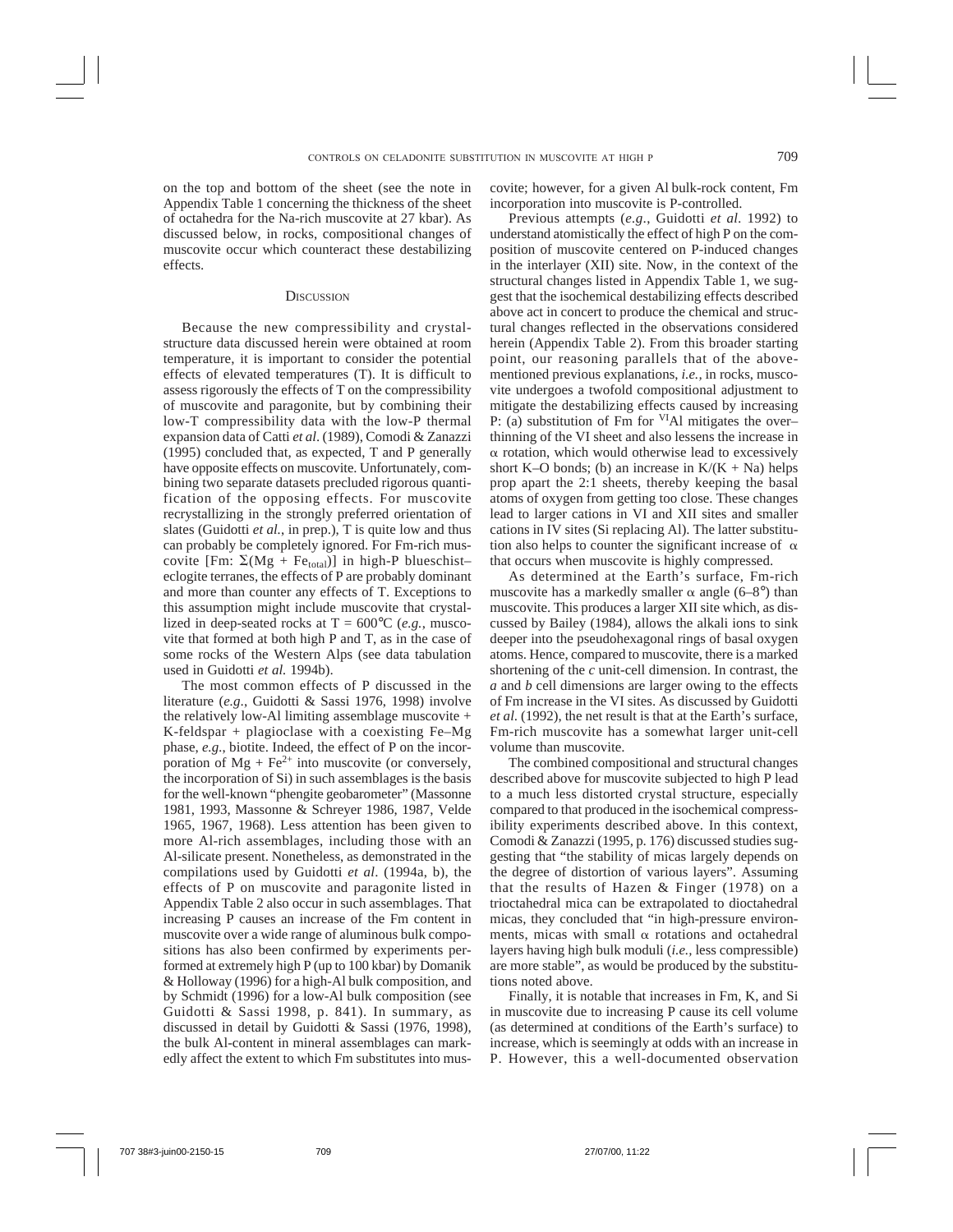on the top and bottom of the sheet (see the note in Appendix Table 1 concerning the thickness of the sheet of octahedra for the Na-rich muscovite at 27 kbar). As discussed below, in rocks, compositional changes of muscovite occur which counteract these destabilizing effects.

## Discussion

Because the new compressibility and crystal-structure data discussed herein were obtained at room temperature, it is important to consider the potential effects of elevated temperatures (T). It is difficult to assess rigorously the effects of T on the compressibility of muscovite and paragonite, but by combining their low-T compressibility data with the low-P thermal expansion data of Catti *et al*. (1989), Comodi & Zanazzi (1995) concluded that, as expected, T and P generally have opposite effects on muscovite. Unfortunately, combining two separate datasets precluded rigorous quantification of the opposing effects. For muscovite recrystallizing in the strongly preferred orientation of slates (Guidotti *et al.*, in prep.), T is quite low and thus can probably be completely ignored. For Fm-rich muscovite [Fm: $\Sigma(Mg + Fe_{total})$] in high-P blueschist–eclogite terranes, the effects of P are probably dominant and more than counter any effects of T. Exceptions to this assumption might include muscovite that crystallized in deep-seated rocks at T = 600°C (*e.g.*, muscovite that formed at both high P and T, as in the case of some rocks of the Western Alps (see data tabulation used in Guidotti *et al.* 1994b).

The most common effects of P discussed in the literature (*e.g.*, Guidotti & Sassi 1976, 1998) involve the relatively low-Al limiting assemblage muscovite + K-feldspar + plagioclase with a coexisting Fe–Mg phase, *e.g.*, biotite. Indeed, the effect of P on the incorporation of $Mg + Fe^{2+}$ into muscovite (or conversely, the incorporation of Si) in such assemblages is the basis for the well-known "phengite geobarometer" (Massonne 1981, 1993, Massonne & Schreyer 1986, 1987, Velde 1965, 1967, 1968). Less attention has been given to more Al-rich assemblages, including those with an Al-silicate present. Nonetheless, as demonstrated in the compilations used by Guidotti *et al*. (1994a, b), the effects of P on muscovite and paragonite listed in Appendix Table 2 also occur in such assemblages. That increasing P causes an increase of the Fm content in muscovite over a wide range of aluminous bulk compositions has also been confirmed by experiments performed at extremely high P (up to 100 kbar) by Domanik & Holloway (1996) for a high-Al bulk composition, and by Schmidt (1996) for a low-Al bulk composition (see Guidotti & Sassi 1998, p. 841). In summary, as discussed in detail by Guidotti & Sassi (1976, 1998), the bulk Al-content in mineral assemblages can markedly affect the extent to which Fm substitutes into muscovite; however, for a given Al bulk-rock content, Fm incorporation into muscovite is P-controlled.

Previous attempts (*e.g*., Guidotti *et al*. 1992) to understand atomistically the effect of high P on the composition of muscovite centered on P-induced changes in the interlayer (XII) site. Now, in the context of the structural changes listed in Appendix Table 1, we suggest that the isochemical destabilizing effects described above act in concert to produce the chemical and structural changes reflected in the observations considered herein (Appendix Table 2). From this broader starting point, our reasoning parallels that of the above-mentioned previous explanations, *i.e.*, in rocks, muscovite undergoes a twofold compositional adjustment to mitigate the destabilizing effects caused by increasing P: (a) substitution of Fm for $^{VI}Al$ mitigates the over–thinning of the VI sheet and also lessens the increase in $\alpha$ rotation, which would otherwise lead to excessively short K–O bonds; (b) an increase in K/(K + Na) helps prop apart the 2:1 sheets, thereby keeping the basal atoms of oxygen from getting too close. These changes lead to larger cations in VI and XII sites and smaller cations in IV sites (Si replacing Al). The latter substitution also helps to counter the significant increase of $\alpha$ that occurs when muscovite is highly compressed.

As determined at the Earth's surface, Fm-rich muscovite has a markedly smaller $\alpha$ angle (6–8°) than muscovite. This produces a larger XII site which, as discussed by Bailey (1984), allows the alkali ions to sink deeper into the pseudohexagonal rings of basal oxygen atoms. Hence, compared to muscovite, there is a marked shortening of the *c* unit-cell dimension. In contrast, the *a* and *b* cell dimensions are larger owing to the effects of Fm increase in the VI sites. As discussed by Guidotti *et al.* (1992), the net result is that at the Earth's surface, Fm-rich muscovite has a somewhat larger unit-cell volume than muscovite.

The combined compositional and structural changes described above for muscovite subjected to high P lead to a much less distorted crystal structure, especially compared to that produced in the isochemical compressibility experiments described above. In this context, Comodi & Zanazzi (1995, p. 176) discussed studies suggesting that "the stability of micas largely depends on the degree of distortion of various layers". Assuming that the results of Hazen & Finger (1978) on a trioctahedral mica can be extrapolated to dioctahedral micas, they concluded that "in high-pressure environments, micas with small $\alpha$ rotations and octahedral layers having high bulk moduli (*i.e.*, less compressible) are more stable", as would be produced by the substitutions noted above.

Finally, it is notable that increases in Fm, K, and Si in muscovite due to increasing P cause its cell volume (as determined at conditions of the Earth's surface) to increase, which is seemingly at odds with an increase in P. However, this a well-documented observation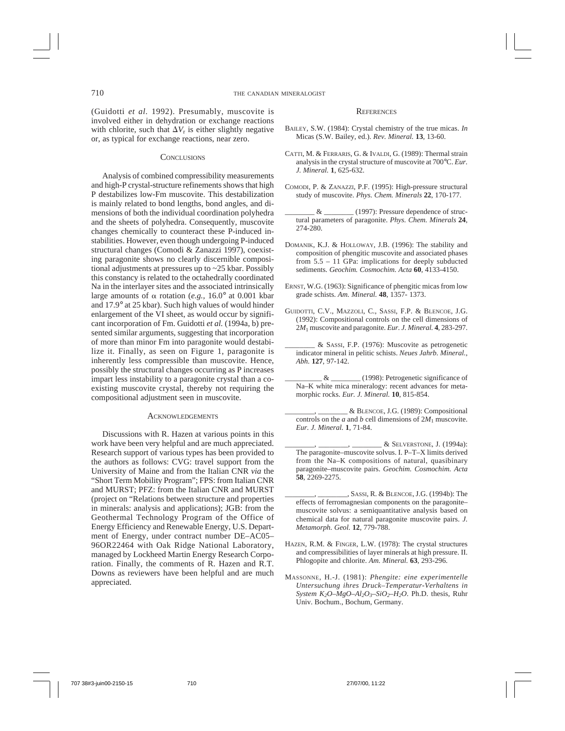(Guidotti *et al.* 1992). Presumably, muscovite is involved either in dehydration or exchange reactions with chlorite, such that $\Delta V_r$ is either slightly negative or, as typical for exchange reactions, near zero.

## Conclusions

Analysis of combined compressibility measurements and high-P crystal-structure refinements shows that high P destabilizes low-Fm muscovite. This destabilization is mainly related to bond lengths, bond angles, and dimensions of both the individual coordination polyhedra and the sheets of polyhedra. Consequently, muscovite changes chemically to counteract these P-induced instabilities. However, even though undergoing P-induced structural changes (Comodi & Zanazzi 1997), coexisting paragonite shows no clearly discernible compositional adjustments at pressures up to ~25 kbar. Possibly this constancy is related to the octahedrally coordinated Na in the interlayer sites and the associated intrinsically large amounts of $\alpha$ rotation (*e.g.*, 16.0° at 0.001 kbar and 17.9° at 25 kbar). Such high values of would hinder enlargement of the VI sheet, as would occur by significant incorporation of Fm. Guidotti *et al.* (1994a, b) presented similar arguments, suggesting that incorporation of more than minor Fm into paragonite would destabilize it. Finally, as seen on Figure 1, paragonite is inherently less compressible than muscovite. Hence, possibly the structural changes occurring as P increases impart less instability to a paragonite crystal than a coexisting muscovite crystal, thereby not requiring the compositional adjustment seen in muscovite.

## Acknowledgements

Discussions with R. Hazen at various points in this work have been very helpful and are much appreciated. Research support of various types has been provided to the authors as follows: CVG: travel support from the University of Maine and from the Italian CNR *via* the "Short Term Mobility Program"; FPS: from Italian CNR and MURST; PFZ: from the Italian CNR and MURST (project on "Relations between structure and properties in minerals: analysis and applications); JGB: from the Geothermal Technology Program of the Office of Energy Efficiency and Renewable Energy, U.S. Department of Energy, under contract number DE–AC05–96OR22464 with Oak Ridge National Laboratory, managed by Lockheed Martin Energy Research Corporation. Finally, the comments of R. Hazen and R.T. Downs as reviewers have been helpful and are much appreciated.

## References

Bailey, S.W. (1984): Crystal chemistry of the true micas. *In* Micas (S.W. Bailey, ed.). *Rev. Mineral.* **13**, 13-60.

Catti, M. & Ferraris, G. & Ivaldi, G. (1989): Thermal strain analysis in the crystal structure of muscovite at 700°C. *Eur. J. Mineral.* **1**, 625-632.

Comodi, P. & Zanazzi, P.F. (1995): High-pressure structural study of muscovite. *Phys. Chem. Minerals* **22**, 170-177.

________ & ________ (1997): Pressure dependence of structural parameters of paragonite. *Phys. Chem. Minerals* **24**, 274-280.

Domanik, K.J. & Holloway, J.B. (1996): The stability and composition of phengitic muscovite and associated phases from 5.5 – 11 GPa: implications for deeply subducted sediments. *Geochim. Cosmochim. Acta* **60**, 4133-4150.

Ernst, W.G. (1963): Significance of phengitic micas from low grade schists. *Am. Mineral.* **48**, 1357- 1373.

Guidotti, C.V., Mazzoli, C., Sassi, F.P. & Blencoe, J.G. (1992): Compositional controls on the cell dimensions of $2M_1$ muscovite and paragonite. *Eur. J. Mineral.* **4**, 283-297.

________ & Sassi, F.P. (1976): Muscovite as petrogenetic indicator mineral in pelitic schists. *Neues Jahrb. Mineral., Abh.* **127**, 97-142.

__________ & ________ (1998): Petrogenetic significance of Na–K white mica mineralogy: recent advances for metamorphic rocks. *Eur. J. Mineral.* **10**, 815-854.

________, ________ & Blencoe, J.G. (1989): Compositional controls on the *a* and *b* cell dimensions of $2M_1$ muscovite. *Eur. J. Mineral.* **1**, 71-84.

________, ________, ________ & Selverstone, J. (1994a): The paragonite–muscovite solvus. I. P–T–X limits derived from the Na–K compositions of natural, quasibinary paragonite–muscovite pairs. *Geochim. Cosmochim. Acta* **58**, 2269-2275.

________, ________, Sassi, R. & Blencoe, J.G. (1994b): The effects of ferromagnesian components on the paragonite–muscovite solvus: a semiquantitative analysis based on chemical data for natural paragonite muscovite pairs. *J. Metamorph. Geol.* **12**, 779-788.

Hazen, R.M. & Finger, L.W. (1978): The crystal structures and compressibilities of layer minerals at high pressure. II. Phlogopite and chlorite. *Am. Mineral.* **63**, 293-296.

Massonne, H.-J. (1981): *Phengite: eine experimentelle Untersuchung ihres Druck–Temperatur-Verhaltens in System $K_2O$–$MgO$–$Al_2O_3$–$SiO_2$–$H_2O$.* Ph.D. thesis, Ruhr Univ. Bochum., Bochum, Germany.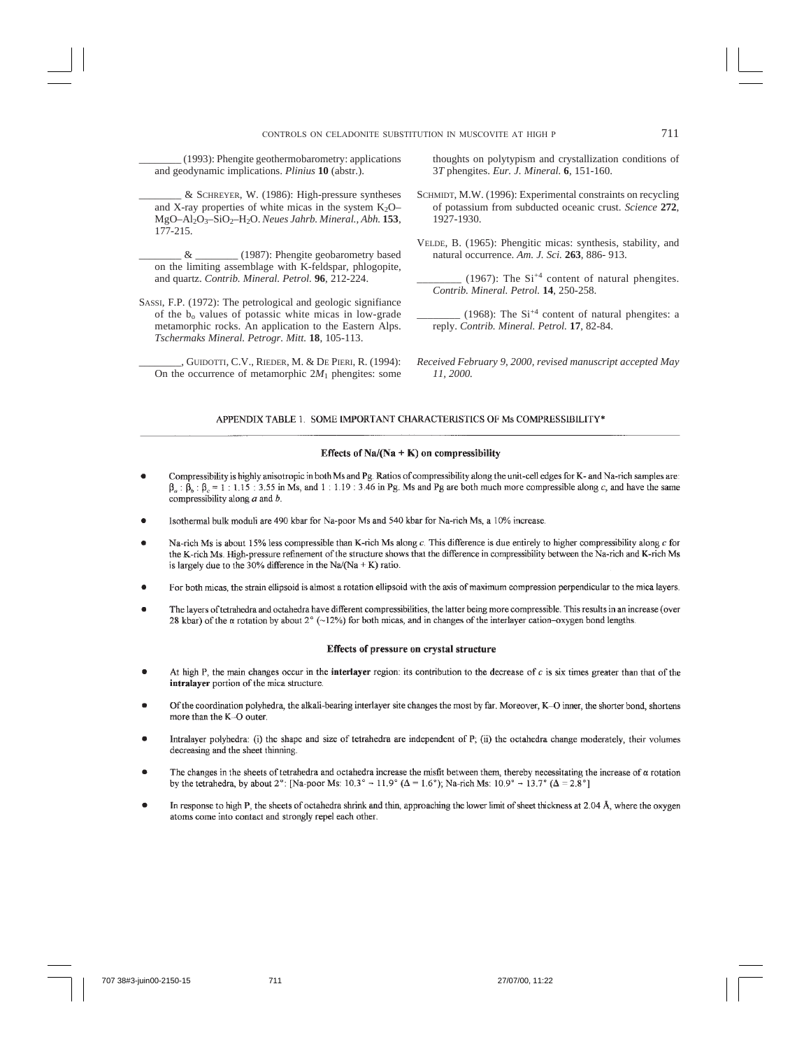________ (1993): Phengite geothermobarometry: applications and geodynamic implications. *Plinius* **10** (abstr.).

________ & SCHREYER, W. (1986): High-pressure syntheses and X-ray properties of white micas in the system $K_2O$–$MgO$–$Al_2O_3$–$SiO_2$–$H_2O$. *Neues Jahrb. Mineral., Abh.* **153**, 177-215.

________ & ________ (1987): Phengite geobarometry based on the limiting assemblage with K-feldspar, phlogopite, and quartz. *Contrib. Mineral. Petrol.* **96**, 212-224.

SASSI, F.P. (1972): The petrological and geologic signifiance of the $b_o$ values of potassic white micas in low-grade metamorphic rocks. An application to the Eastern Alps. *Tschermaks Mineral. Petrogr. Mitt.* **18**, 105-113.

________, GUIDOTTI, C.V., RIEDER, M. & DE PIERI, R. (1994): On the occurrence of metamorphic $2M_1$ phengites: some thoughts on polytypism and crystallization conditions of $3T$ phengites. *Eur. J. Mineral.* **6**, 151-160.

SCHMIDT, M.W. (1996): Experimental constraints on recycling of potassium from subducted oceanic crust. *Science* **272**, 1927-1930.

VELDE, B. (1965): Phengitic micas: synthesis, stability, and natural occurrence. *Am. J. Sci.* **263**, 886- 913.

________ (1967): The $Si^{+4}$ content of natural phengites. *Contrib. Mineral. Petrol.* **14**, 250-258.

________ (1968): The $Si^{+4}$ content of natural phengites: a reply. *Contrib. Mineral. Petrol.* **17**, 82-84.

*Received February 9, 2000, revised manuscript accepted May 11, 2000.*

APPENDIX TABLE 1. SOME IMPORTANT CHARACTERISTICS OF Ms COMPRESSIBILITY*

**Effects of Na/(Na + K) on compressibility**

- Compressibility is highly anisotropic in both Ms and Pg. Ratios of compressibility along the unit-cell edges for K- and Na-rich samples are: $\beta_a : \beta_b : \beta_c = 1 : 1.15 : 3.55$ in Ms, and 1 : 1.19 : 3.46 in Pg. Ms and Pg are both much more compressible along *c*, and have the same compressibility along *a* and *b*.
- Isothermal bulk moduli are 490 kbar for Na-poor Ms and 540 kbar for Na-rich Ms, a 10% increase.
- Na-rich Ms is about 15% less compressible than K-rich Ms along *c*. This difference is due entirely to higher compressibility along *c* for the K-rich Ms. High-pressure refinement of the structure shows that the difference in compressibility between the Na-rich and K-rich Ms is largely due to the 30% difference in the Na/(Na + K) ratio.
- For both micas, the strain ellipsoid is almost a rotation ellipsoid with the axis of maximum compression perpendicular to the mica layers.
- The layers of tetrahedra and octahedra have different compressibilities, the latter being more compressible. This results in an increase (over 28 kbar) of the α rotation by about 2° (~12%) for both micas, and in changes of the interlayer cation–oxygen bond lengths.

**Effects of pressure on crystal structure**

- At high P, the main changes occur in the **interlayer** region: its contribution to the decrease of *c* is six times greater than that of the **intralayer** portion of the mica structure.
- Of the coordination polyhedra, the alkali-bearing interlayer site changes the most by far. Moreover, K–O inner, the shorter bond, shortens more than the K–O outer.
- Intralayer polyhedra: (i) the shape and size of tetrahedra are independent of P; (ii) the octahedra change moderately, their volumes decreasing and the sheet thinning.
- The changes in the sheets of tetrahedra and octahedra increase the misfit between them, thereby necessitating the increase of α rotation by the tetrahedra, by about 2°: [Na-poor Ms: 10.3° → 11.9° (Δ = 1.6°); Na-rich Ms: 10.9° → 13.7° (Δ = 2.8°]
- In response to high P, the sheets of octahedra shrink and thin, approaching the lower limit of sheet thickness at 2.04 Å, where the oxygen atoms come into contact and strongly repel each other.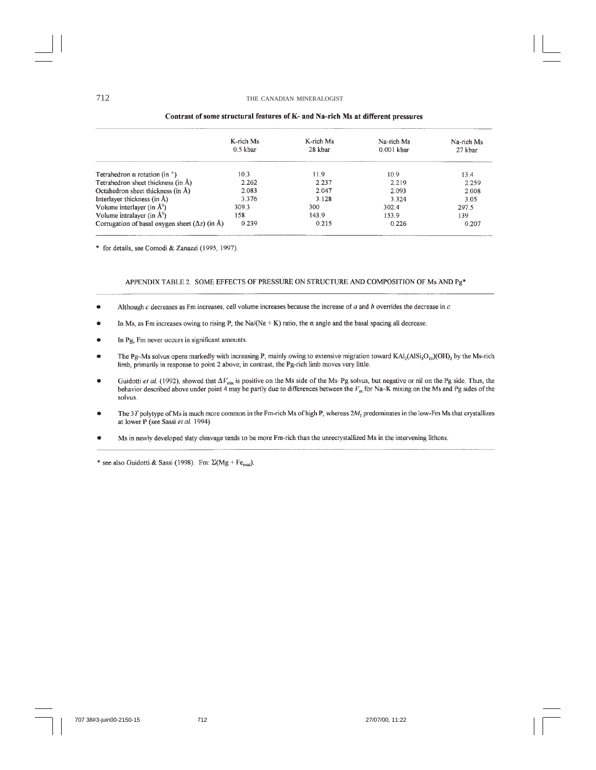**Contrast of some structural features of K- and Na-rich Ms at different pressures**

| | K-rich Ms 0.5 kbar | K-rich Ms 28 kbar | Na-rich Ms 0.001 kbar | Na-rich Ms 27 kbar |
|---|---|---|---|---|
| Tetrahedron α rotation (in °) | 10.3 | 11.9 | 10.9 | 13.4 |
| Tetrahedron sheet thickness (in Å) | 2.262 | 2.237 | 2.219 | 2.259 |
| Octahedron sheet thickness (in Å) | 2.083 | 2.047 | 2.093 | 2.008 |
| Interlayer thickness (in Å) | 3.376 | 3.128 | 3.324 | 3.05 |
| Volume interlayer (in $Å^3$) | 309.3 | 300 | 302.4 | 297.5 |
| Volume intralayer (in $Å^3$) | 158 | 143.9 | 153.9 | 139 |
| Corrugation of basal oxygen sheet ($\Delta z$) (in Å) | 0.239 | 0.215 | 0.226 | 0.207 |

\* for details, see Comodi & Zanazzi (1995, 1997).

## APPENDIX TABLE 2. SOME EFFECTS OF PRESSURE ON STRUCTURE AND COMPOSITION OF Ms AND Pg*

- Although *c* decreases as Fm increases, cell volume increases because the increase of *a* and *b* overrides the decrease in *c*.
- In Ms, as Fm increases owing to rising P, the Na/(Na + K) ratio, the α angle and the basal spacing all decrease.
- In Pg, Fm never occurs in significant amounts.
- The Pg–Ms solvus opens markedly with increasing P, mainly owing to extensive migration toward $KAl_2(AlSi_3O_{10})(OH)_2$ by the Ms-rich limb, primarily in response to point 2 above; in contrast, the Pg-rich limb moves very little.
- Guidotti *et al.* (1992), showed that $\Delta V_{mix}$ is positive on the Ms side of the Ms–Pg solvus, but negative or nil on the Pg side. Thus, the behavior described above under point 4 may be partly due to differences between the $V_{ex}$ for Na–K mixing on the Ms and Pg sides of the solvus.
- The 3*T* polytype of Ms is much more common in the Fm-rich Ms of high P, whereas $2M_1$ predominates in the low-Fm Ms that crystallizes at lower P (see Sassi *et al.* 1994).
- Ms in newly developed slaty cleavage tends to be more Fm-rich than the unrecrystallized Ms in the intervening lithons.

\* see also Guidotti & Sassi (1998). Fm: $\Sigma(Mg + Fe_{total})$.